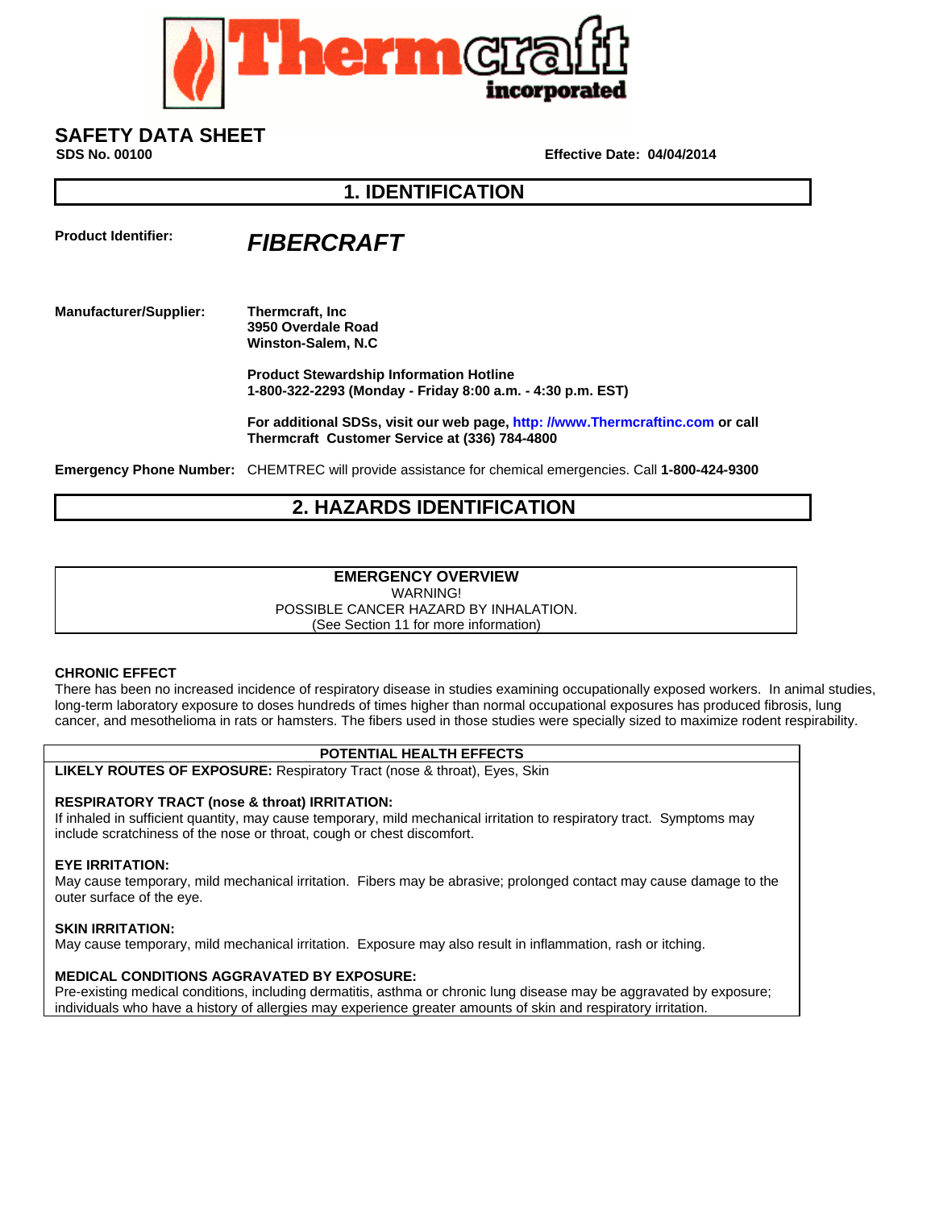Thermcraft incorporated

# SAFETY DATA SHEET

**SDS No. 00100** **Effective Date: 04/04/2014**

## 1. IDENTIFICATION

**Product Identifier:** ***FIBERCRAFT***

**Manufacturer/Supplier:**
**Thermcraft, Inc**
**3950 Overdale Road**
**Winston-Salem, N.C**

**Product Stewardship Information Hotline**
**1-800-322-2293 (Monday - Friday 8:00 a.m. - 4:30 p.m. EST)**

**For additional SDSs, visit our web page, http: //www.Thermcraftinc.com or call Thermcraft Customer Service at (336) 784-4800**

**Emergency Phone Number:** CHEMTREC will provide assistance for chemical emergencies. Call **1-800-424-9300**

## 2. HAZARDS IDENTIFICATION

**EMERGENCY OVERVIEW**
WARNING!
POSSIBLE CANCER HAZARD BY INHALATION.
(See Section 11 for more information)

**CHRONIC EFFECT**
There has been no increased incidence of respiratory disease in studies examining occupationally exposed workers. In animal studies, long-term laboratory exposure to doses hundreds of times higher than normal occupational exposures has produced fibrosis, lung cancer, and mesothelioma in rats or hamsters. The fibers used in those studies were specially sized to maximize rodent respirability.

**POTENTIAL HEALTH EFFECTS**

**LIKELY ROUTES OF EXPOSURE:** Respiratory Tract (nose & throat), Eyes, Skin

**RESPIRATORY TRACT (nose & throat) IRRITATION:**
If inhaled in sufficient quantity, may cause temporary, mild mechanical irritation to respiratory tract. Symptoms may include scratchiness of the nose or throat, cough or chest discomfort.

**EYE IRRITATION:**
May cause temporary, mild mechanical irritation. Fibers may be abrasive; prolonged contact may cause damage to the outer surface of the eye.

**SKIN IRRITATION:**
May cause temporary, mild mechanical irritation. Exposure may also result in inflammation, rash or itching.

**MEDICAL CONDITIONS AGGRAVATED BY EXPOSURE:**
Pre-existing medical conditions, including dermatitis, asthma or chronic lung disease may be aggravated by exposure; individuals who have a history of allergies may experience greater amounts of skin and respiratory irritation.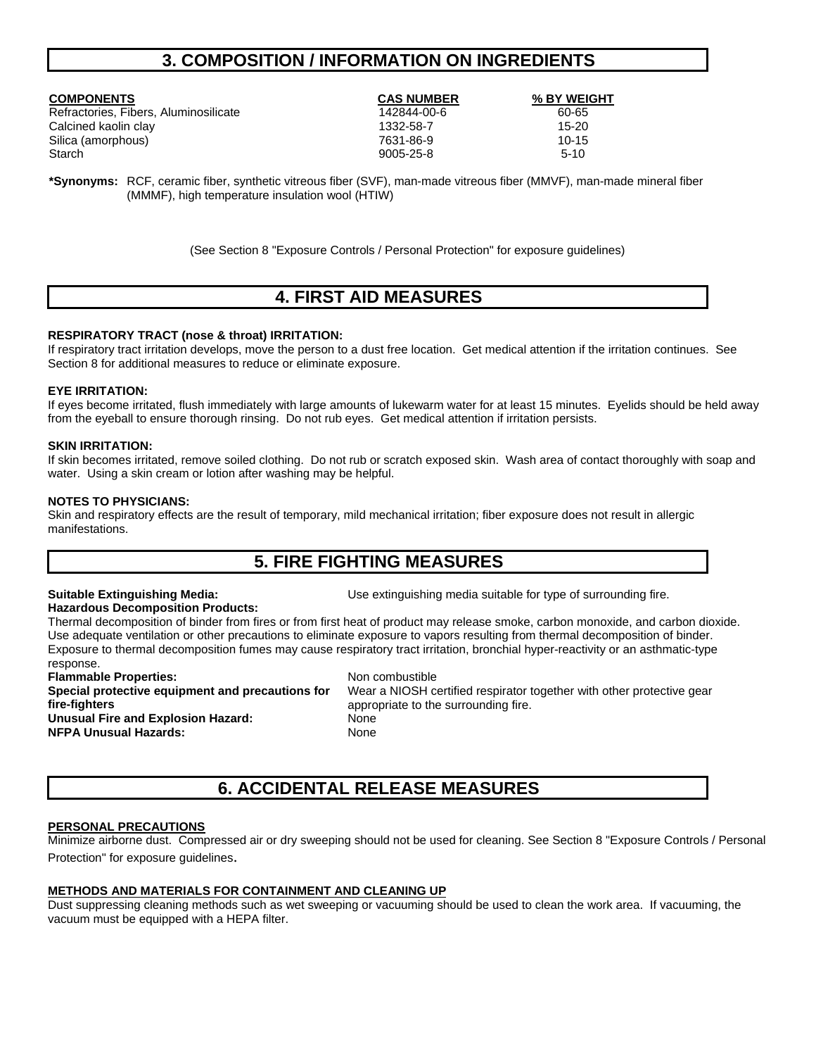## 3. COMPOSITION / INFORMATION ON INGREDIENTS

| COMPONENTS | CAS NUMBER | % BY WEIGHT |
|---|---|---|
| Refractories, Fibers, Aluminosilicate | 142844-00-6 | 60-65 |
| Calcined kaolin clay | 1332-58-7 | 15-20 |
| Silica (amorphous) | 7631-86-9 | 10-15 |
| Starch | 9005-25-8 | 5-10 |

**\*Synonyms:** RCF, ceramic fiber, synthetic vitreous fiber (SVF), man-made vitreous fiber (MMVF), man-made mineral fiber (MMMF), high temperature insulation wool (HTIW)

(See Section 8 "Exposure Controls / Personal Protection" for exposure guidelines)

## 4. FIRST AID MEASURES

**RESPIRATORY TRACT (nose & throat) IRRITATION:**
If respiratory tract irritation develops, move the person to a dust free location. Get medical attention if the irritation continues. See Section 8 for additional measures to reduce or eliminate exposure.

**EYE IRRITATION:**
If eyes become irritated, flush immediately with large amounts of lukewarm water for at least 15 minutes. Eyelids should be held away from the eyeball to ensure thorough rinsing. Do not rub eyes. Get medical attention if irritation persists.

**SKIN IRRITATION:**
If skin becomes irritated, remove soiled clothing. Do not rub or scratch exposed skin. Wash area of contact thoroughly with soap and water. Using a skin cream or lotion after washing may be helpful.

**NOTES TO PHYSICIANS:**
Skin and respiratory effects are the result of temporary, mild mechanical irritation; fiber exposure does not result in allergic manifestations.

## 5. FIRE FIGHTING MEASURES

**Suitable Extinguishing Media:** Use extinguishing media suitable for type of surrounding fire.

**Hazardous Decomposition Products:**
Thermal decomposition of binder from fires or from first heat of product may release smoke, carbon monoxide, and carbon dioxide. Use adequate ventilation or other precautions to eliminate exposure to vapors resulting from thermal decomposition of binder. Exposure to thermal decomposition fumes may cause respiratory tract irritation, bronchial hyper-reactivity or an asthmatic-type response.

**Flammable Properties:** Non combustible

**Special protective equipment and precautions for fire-fighters:** Wear a NIOSH certified respirator together with other protective gear appropriate to the surrounding fire.

**Unusual Fire and Explosion Hazard:** None

**NFPA Unusual Hazards:** None

## 6. ACCIDENTAL RELEASE MEASURES

**PERSONAL PRECAUTIONS**
Minimize airborne dust. Compressed air or dry sweeping should not be used for cleaning. See Section 8 "Exposure Controls / Personal Protection" for exposure guidelines.

**METHODS AND MATERIALS FOR CONTAINMENT AND CLEANING UP**
Dust suppressing cleaning methods such as wet sweeping or vacuuming should be used to clean the work area. If vacuuming, the vacuum must be equipped with a HEPA filter.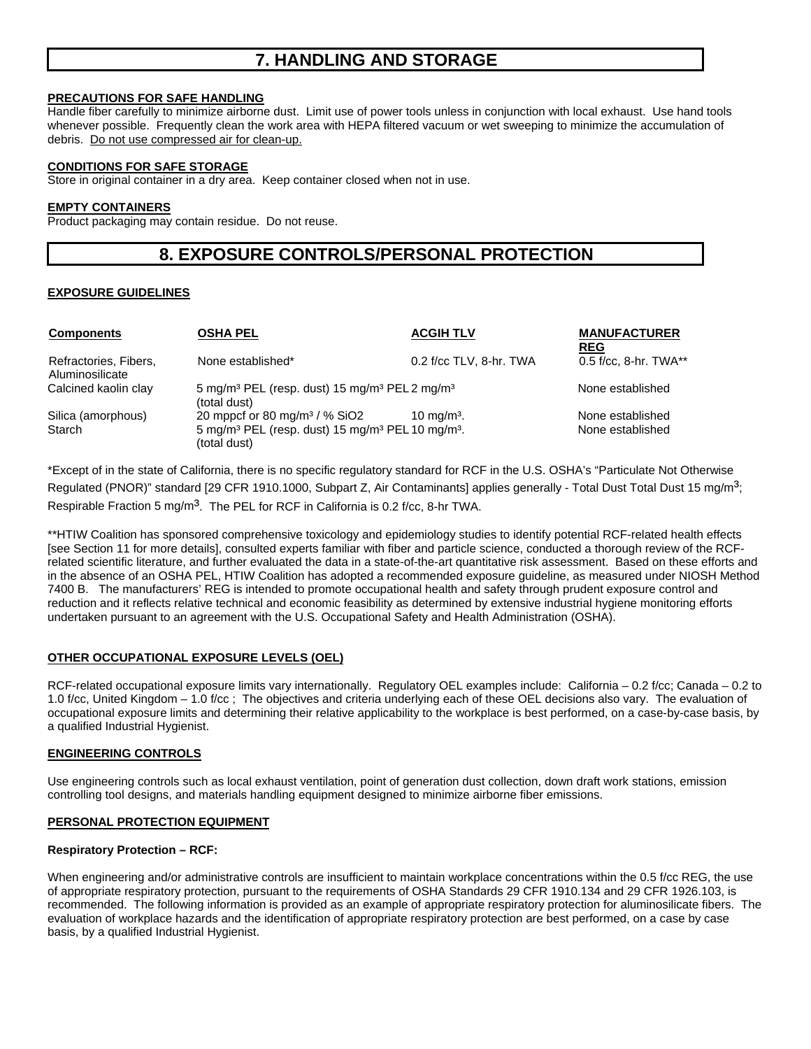# 7. HANDLING AND STORAGE

**PRECAUTIONS FOR SAFE HANDLING**

Handle fiber carefully to minimize airborne dust. Limit use of power tools unless in conjunction with local exhaust. Use hand tools whenever possible. Frequently clean the work area with HEPA filtered vacuum or wet sweeping to minimize the accumulation of debris. Do not use compressed air for clean-up.

**CONDITIONS FOR SAFE STORAGE**

Store in original container in a dry area. Keep container closed when not in use.

**EMPTY CONTAINERS**

Product packaging may contain residue. Do not reuse.

# 8. EXPOSURE CONTROLS/PERSONAL PROTECTION

**EXPOSURE GUIDELINES**

| Components | OSHA PEL | ACGIH TLV | MANUFACTURER REG |
|---|---|---|---|
| Refractories, Fibers, Aluminosilicate | None established* | 0.2 f/cc TLV, 8-hr. TWA | 0.5 f/cc, 8-hr. TWA** |
| Calcined kaolin clay | 5 mg/m³ PEL (resp. dust) 15 mg/m³ PEL (total dust) | 2 mg/m³ | None established |
| Silica (amorphous) | 20 mppcf or 80 mg/m³ / % $SiO_2$ | 10 mg/m³. | None established |
| Starch | 5 mg/m³ PEL (resp. dust) 15 mg/m³ PEL (total dust) | 10 mg/m³. | None established |

*Except of in the state of California, there is no specific regulatory standard for RCF in the U.S. OSHA's "Particulate Not Otherwise Regulated (PNOR)" standard [29 CFR 1910.1000, Subpart Z, Air Contaminants] applies generally - Total Dust Total Dust 15 mg/m³; Respirable Fraction 5 mg/m³. The PEL for RCF in California is 0.2 f/cc, 8-hr TWA.

**HTIW Coalition has sponsored comprehensive toxicology and epidemiology studies to identify potential RCF-related health effects [see Section 11 for more details], consulted experts familiar with fiber and particle science, conducted a thorough review of the RCF-related scientific literature, and further evaluated the data in a state-of-the-art quantitative risk assessment. Based on these efforts and in the absence of an OSHA PEL, HTIW Coalition has adopted a recommended exposure guideline, as measured under NIOSH Method 7400 B. The manufacturers' REG is intended to promote occupational health and safety through prudent exposure control and reduction and it reflects relative technical and economic feasibility as determined by extensive industrial hygiene monitoring efforts undertaken pursuant to an agreement with the U.S. Occupational Safety and Health Administration (OSHA).

**OTHER OCCUPATIONAL EXPOSURE LEVELS (OEL)**

RCF-related occupational exposure limits vary internationally. Regulatory OEL examples include: California – 0.2 f/cc; Canada – 0.2 to 1.0 f/cc, United Kingdom – 1.0 f/cc ; The objectives and criteria underlying each of these OEL decisions also vary. The evaluation of occupational exposure limits and determining their relative applicability to the workplace is best performed, on a case-by-case basis, by a qualified Industrial Hygienist.

**ENGINEERING CONTROLS**

Use engineering controls such as local exhaust ventilation, point of generation dust collection, down draft work stations, emission controlling tool designs, and materials handling equipment designed to minimize airborne fiber emissions.

**PERSONAL PROTECTION EQUIPMENT**

**Respiratory Protection – RCF:**

When engineering and/or administrative controls are insufficient to maintain workplace concentrations within the 0.5 f/cc REG, the use of appropriate respiratory protection, pursuant to the requirements of OSHA Standards 29 CFR 1910.134 and 29 CFR 1926.103, is recommended. The following information is provided as an example of appropriate respiratory protection for aluminosilicate fibers. The evaluation of workplace hazards and the identification of appropriate respiratory protection are best performed, on a case by case basis, by a qualified Industrial Hygienist.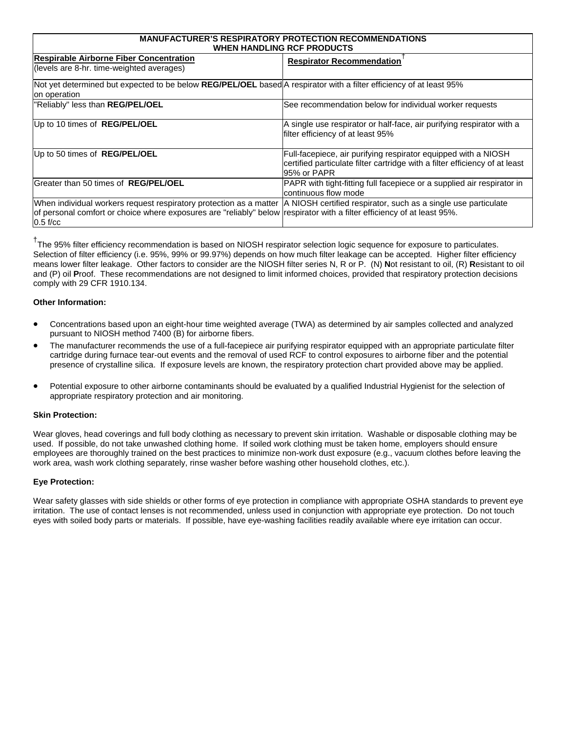| MANUFACTURER'S RESPIRATORY PROTECTION RECOMMENDATIONS WHEN HANDLING RCF PRODUCTS | |
|---|---|
| **Respirable Airborne Fiber Concentration** (levels are 8-hr. time-weighted averages) | **Respirator Recommendation**† |
| Not yet determined but expected to be below **REG/PEL/OEL** based on operation | A respirator with a filter efficiency of at least 95% |
| "Reliably" less than **REG/PEL/OEL** | See recommendation below for individual worker requests |
| Up to 10 times of **REG/PEL/OEL** | A single use respirator or half-face, air purifying respirator with a filter efficiency of at least 95% |
| Up to 50 times of **REG/PEL/OEL** | Full-facepiece, air purifying respirator equipped with a NIOSH certified particulate filter cartridge with a filter efficiency of at least 95% or PAPR |
| Greater than 50 times of **REG/PEL/OEL** | PAPR with tight-fitting full facepiece or a supplied air respirator in continuous flow mode |
| When individual workers request respiratory protection as a matter of personal comfort or choice where exposures are "reliably" below 0.5 f/cc | A NIOSH certified respirator, such as a single use particulate respirator with a filter efficiency of at least 95%. |

†The 95% filter efficiency recommendation is based on NIOSH respirator selection logic sequence for exposure to particulates. Selection of filter efficiency (i.e. 95%, 99% or 99.97%) depends on how much filter leakage can be accepted. Higher filter efficiency means lower filter leakage. Other factors to consider are the NIOSH filter series N, R or P. (N) **N**ot resistant to oil, (R) **R**esistant to oil and (P) oil **P**roof. These recommendations are not designed to limit informed choices, provided that respiratory protection decisions comply with 29 CFR 1910.134.

**Other Information:**

- Concentrations based upon an eight-hour time weighted average (TWA) as determined by air samples collected and analyzed pursuant to NIOSH method 7400 (B) for airborne fibers.
- The manufacturer recommends the use of a full-facepiece air purifying respirator equipped with an appropriate particulate filter cartridge during furnace tear-out events and the removal of used RCF to control exposures to airborne fiber and the potential presence of crystalline silica. If exposure levels are known, the respiratory protection chart provided above may be applied.
- Potential exposure to other airborne contaminants should be evaluated by a qualified Industrial Hygienist for the selection of appropriate respiratory protection and air monitoring.

**Skin Protection:**

Wear gloves, head coverings and full body clothing as necessary to prevent skin irritation. Washable or disposable clothing may be used. If possible, do not take unwashed clothing home. If soiled work clothing must be taken home, employers should ensure employees are thoroughly trained on the best practices to minimize non-work dust exposure (e.g., vacuum clothes before leaving the work area, wash work clothing separately, rinse washer before washing other household clothes, etc.).

**Eye Protection:**

Wear safety glasses with side shields or other forms of eye protection in compliance with appropriate OSHA standards to prevent eye irritation. The use of contact lenses is not recommended, unless used in conjunction with appropriate eye protection. Do not touch eyes with soiled body parts or materials. If possible, have eye-washing facilities readily available where eye irritation can occur.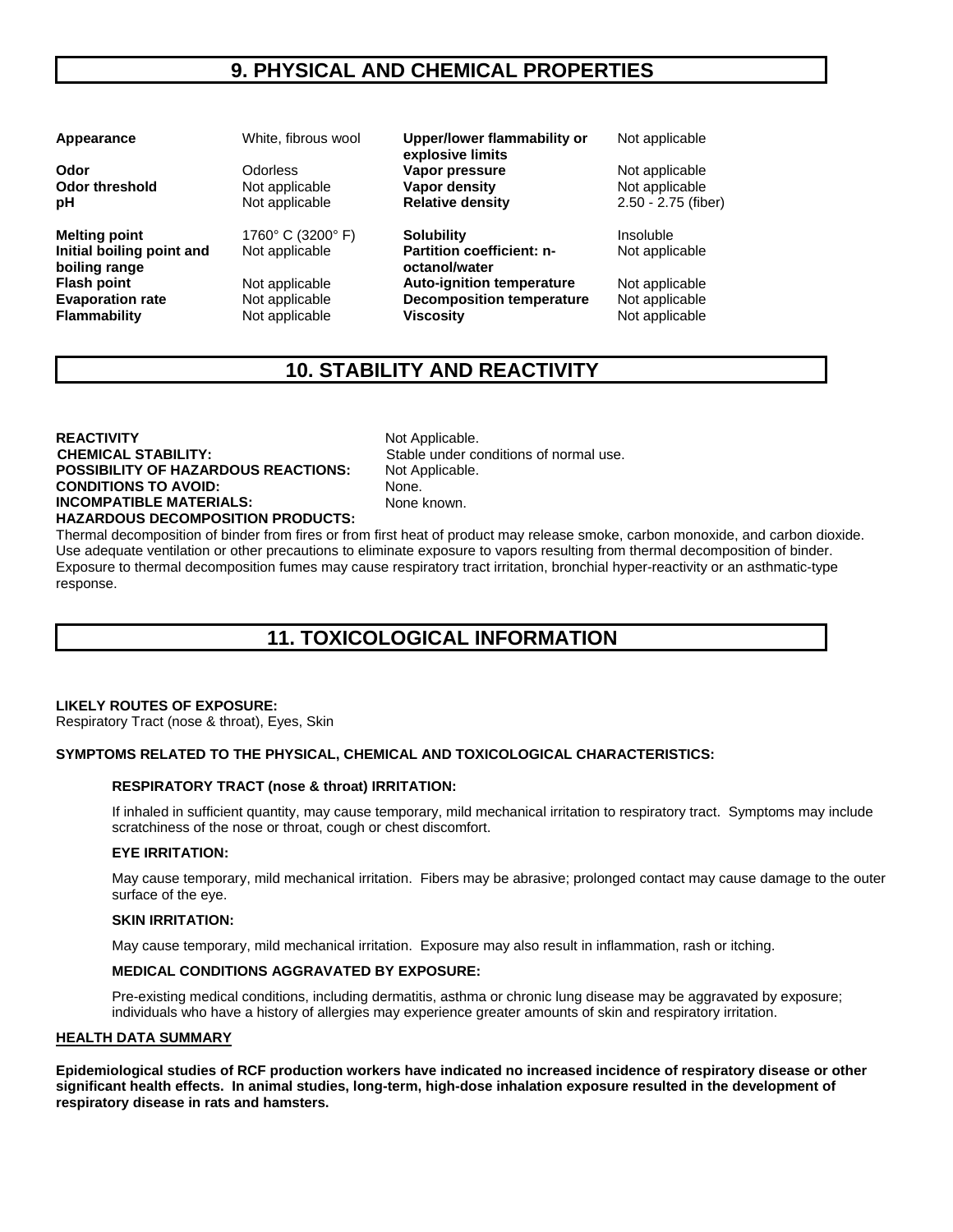## 9. PHYSICAL AND CHEMICAL PROPERTIES

| | | | |
|---|---|---|---|
| **Appearance** | White, fibrous wool | **Upper/lower flammability or explosive limits** | Not applicable |
| **Odor** | Odorless | **Vapor pressure** | Not applicable |
| **Odor threshold** | Not applicable | **Vapor density** | Not applicable |
| **pH** | Not applicable | **Relative density** | 2.50 - 2.75 (fiber) |
| **Melting point** | 1760° C (3200° F) | **Solubility** | Insoluble |
| **Initial boiling point and boiling range** | Not applicable | **Partition coefficient: n-octanol/water** | Not applicable |
| **Flash point** | Not applicable | **Auto-ignition temperature** | Not applicable |
| **Evaporation rate** | Not applicable | **Decomposition temperature** | Not applicable |
| **Flammability** | Not applicable | **Viscosity** | Not applicable |

## 10. STABILITY AND REACTIVITY

**REACTIVITY** Not Applicable.
**CHEMICAL STABILITY:** Stable under conditions of normal use.
**POSSIBILITY OF HAZARDOUS REACTIONS:** Not Applicable.
**CONDITIONS TO AVOID:** None.
**INCOMPATIBLE MATERIALS:** None known.
**HAZARDOUS DECOMPOSITION PRODUCTS:**
Thermal decomposition of binder from fires or from first heat of product may release smoke, carbon monoxide, and carbon dioxide. Use adequate ventilation or other precautions to eliminate exposure to vapors resulting from thermal decomposition of binder. Exposure to thermal decomposition fumes may cause respiratory tract irritation, bronchial hyper-reactivity or an asthmatic-type response.

## 11. TOXICOLOGICAL INFORMATION

**LIKELY ROUTES OF EXPOSURE:**
Respiratory Tract (nose & throat), Eyes, Skin

**SYMPTOMS RELATED TO THE PHYSICAL, CHEMICAL AND TOXICOLOGICAL CHARACTERISTICS:**

**RESPIRATORY TRACT (nose & throat) IRRITATION:**

If inhaled in sufficient quantity, may cause temporary, mild mechanical irritation to respiratory tract. Symptoms may include scratchiness of the nose or throat, cough or chest discomfort.

**EYE IRRITATION:**

May cause temporary, mild mechanical irritation. Fibers may be abrasive; prolonged contact may cause damage to the outer surface of the eye.

**SKIN IRRITATION:**

May cause temporary, mild mechanical irritation. Exposure may also result in inflammation, rash or itching.

**MEDICAL CONDITIONS AGGRAVATED BY EXPOSURE:**

Pre-existing medical conditions, including dermatitis, asthma or chronic lung disease may be aggravated by exposure; individuals who have a history of allergies may experience greater amounts of skin and respiratory irritation.

**HEALTH DATA SUMMARY**

**Epidemiological studies of RCF production workers have indicated no increased incidence of respiratory disease or other significant health effects. In animal studies, long-term, high-dose inhalation exposure resulted in the development of respiratory disease in rats and hamsters.**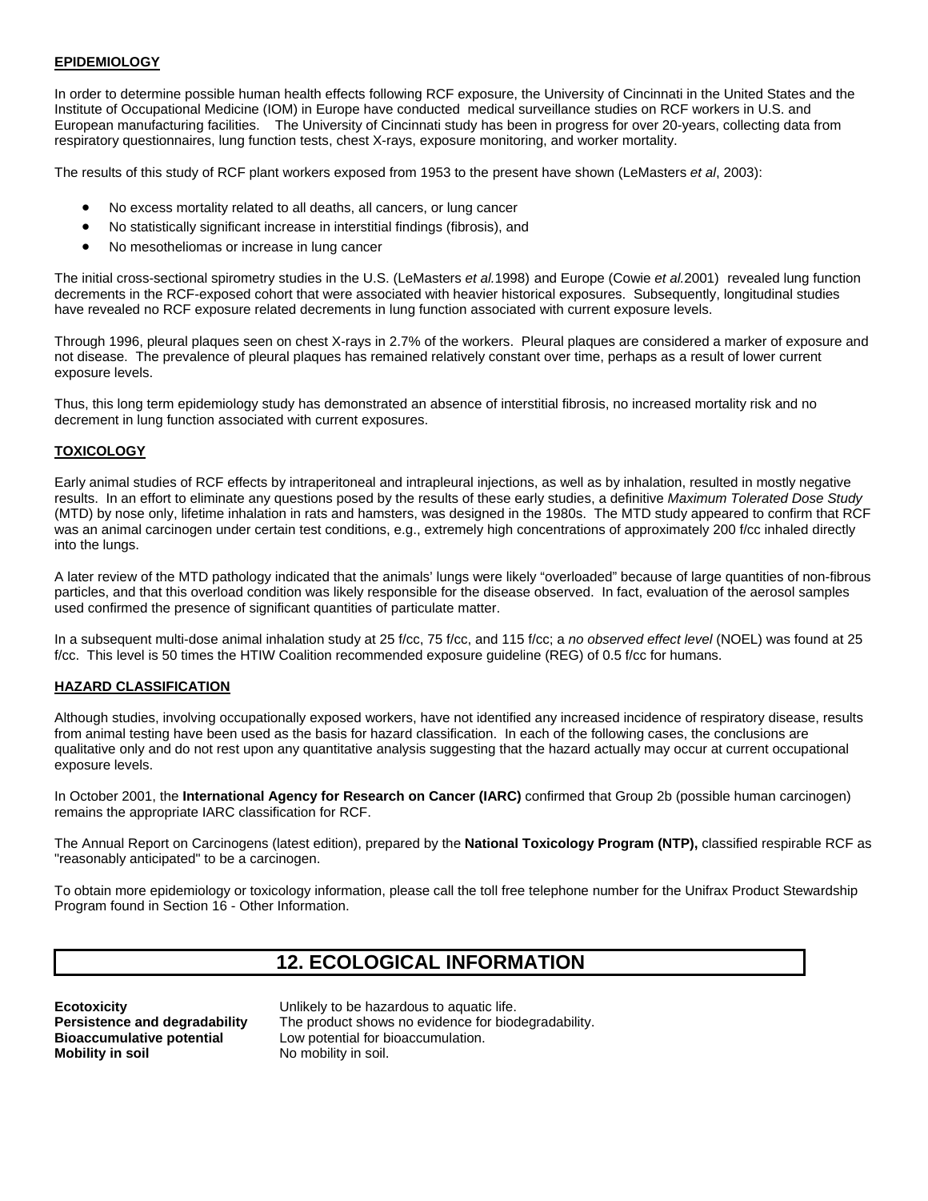**EPIDEMIOLOGY**

In order to determine possible human health effects following RCF exposure, the University of Cincinnati in the United States and the Institute of Occupational Medicine (IOM) in Europe have conducted medical surveillance studies on RCF workers in U.S. and European manufacturing facilities. The University of Cincinnati study has been in progress for over 20-years, collecting data from respiratory questionnaires, lung function tests, chest X-rays, exposure monitoring, and worker mortality.

The results of this study of RCF plant workers exposed from 1953 to the present have shown (LeMasters *et al*, 2003):

- No excess mortality related to all deaths, all cancers, or lung cancer
- No statistically significant increase in interstitial findings (fibrosis), and
- No mesotheliomas or increase in lung cancer

The initial cross-sectional spirometry studies in the U.S. (LeMasters *et al.*1998) and Europe (Cowie *et al.*2001) revealed lung function decrements in the RCF-exposed cohort that were associated with heavier historical exposures. Subsequently, longitudinal studies have revealed no RCF exposure related decrements in lung function associated with current exposure levels.

Through 1996, pleural plaques seen on chest X-rays in 2.7% of the workers. Pleural plaques are considered a marker of exposure and not disease. The prevalence of pleural plaques has remained relatively constant over time, perhaps as a result of lower current exposure levels.

Thus, this long term epidemiology study has demonstrated an absence of interstitial fibrosis, no increased mortality risk and no decrement in lung function associated with current exposures.

**TOXICOLOGY**

Early animal studies of RCF effects by intraperitoneal and intrapleural injections, as well as by inhalation, resulted in mostly negative results. In an effort to eliminate any questions posed by the results of these early studies, a definitive *Maximum Tolerated Dose Study* (MTD) by nose only, lifetime inhalation in rats and hamsters, was designed in the 1980s. The MTD study appeared to confirm that RCF was an animal carcinogen under certain test conditions, e.g., extremely high concentrations of approximately 200 f/cc inhaled directly into the lungs.

A later review of the MTD pathology indicated that the animals' lungs were likely "overloaded" because of large quantities of non-fibrous particles, and that this overload condition was likely responsible for the disease observed. In fact, evaluation of the aerosol samples used confirmed the presence of significant quantities of particulate matter.

In a subsequent multi-dose animal inhalation study at 25 f/cc, 75 f/cc, and 115 f/cc; a *no observed effect level* (NOEL) was found at 25 f/cc. This level is 50 times the HTIW Coalition recommended exposure guideline (REG) of 0.5 f/cc for humans.

**HAZARD CLASSIFICATION**

Although studies, involving occupationally exposed workers, have not identified any increased incidence of respiratory disease, results from animal testing have been used as the basis for hazard classification. In each of the following cases, the conclusions are qualitative only and do not rest upon any quantitative analysis suggesting that the hazard actually may occur at current occupational exposure levels.

In October 2001, the **International Agency for Research on Cancer (IARC)** confirmed that Group 2b (possible human carcinogen) remains the appropriate IARC classification for RCF.

The Annual Report on Carcinogens (latest edition), prepared by the **National Toxicology Program (NTP),** classified respirable RCF as "reasonably anticipated" to be a carcinogen.

To obtain more epidemiology or toxicology information, please call the toll free telephone number for the Unifrax Product Stewardship Program found in Section 16 - Other Information.

## 12. ECOLOGICAL INFORMATION

**Ecotoxicity** Unlikely to be hazardous to aquatic life.
**Persistence and degradability** The product shows no evidence for biodegradability.
**Bioaccumulative potential** Low potential for bioaccumulation.
**Mobility in soil** No mobility in soil.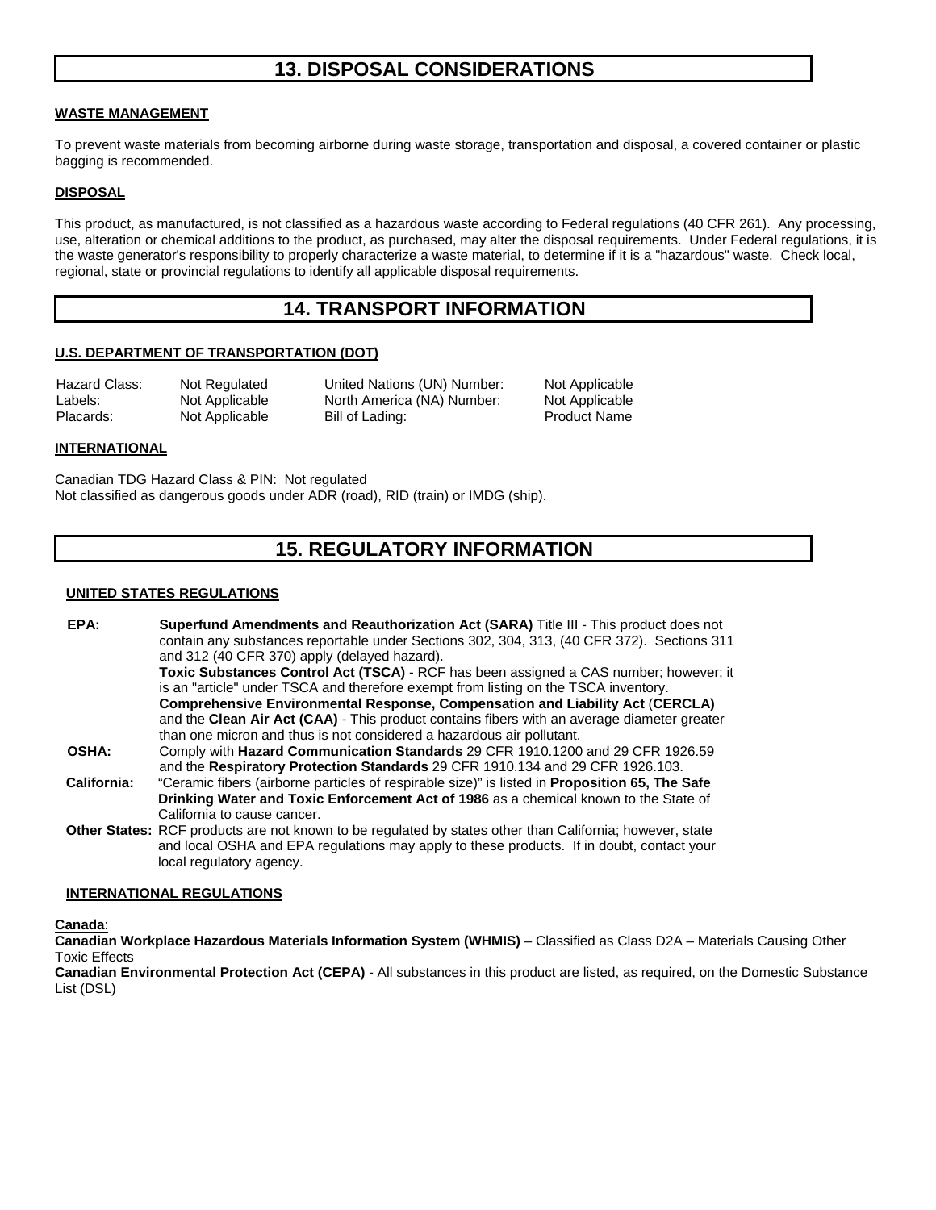## 13. DISPOSAL CONSIDERATIONS

**WASTE MANAGEMENT**

To prevent waste materials from becoming airborne during waste storage, transportation and disposal, a covered container or plastic bagging is recommended.

**DISPOSAL**

This product, as manufactured, is not classified as a hazardous waste according to Federal regulations (40 CFR 261). Any processing, use, alteration or chemical additions to the product, as purchased, may alter the disposal requirements. Under Federal regulations, it is the waste generator's responsibility to properly characterize a waste material, to determine if it is a "hazardous" waste. Check local, regional, state or provincial regulations to identify all applicable disposal requirements.

## 14. TRANSPORT INFORMATION

**U.S. DEPARTMENT OF TRANSPORTATION (DOT)**

| | | | |
|---|---|---|---|
| Hazard Class: | Not Regulated | United Nations (UN) Number: | Not Applicable |
| Labels: | Not Applicable | North America (NA) Number: | Not Applicable |
| Placards: | Not Applicable | Bill of Lading: | Product Name |

**INTERNATIONAL**

Canadian TDG Hazard Class & PIN: Not regulated
Not classified as dangerous goods under ADR (road), RID (train) or IMDG (ship).

## 15. REGULATORY INFORMATION

**UNITED STATES REGULATIONS**

**EPA:** **Superfund Amendments and Reauthorization Act (SARA)** Title III - This product does not contain any substances reportable under Sections 302, 304, 313, (40 CFR 372). Sections 311 and 312 (40 CFR 370) apply (delayed hazard).
**Toxic Substances Control Act (TSCA)** - RCF has been assigned a CAS number; however; it is an "article" under TSCA and therefore exempt from listing on the TSCA inventory.
**Comprehensive Environmental Response, Compensation and Liability Act** (**CERCLA)** and the **Clean Air Act (CAA)** - This product contains fibers with an average diameter greater than one micron and thus is not considered a hazardous air pollutant.

**OSHA:** Comply with **Hazard Communication Standards** 29 CFR 1910.1200 and 29 CFR 1926.59 and the **Respiratory Protection Standards** 29 CFR 1910.134 and 29 CFR 1926.103.

**California:** "Ceramic fibers (airborne particles of respirable size)" is listed in **Proposition 65, The Safe Drinking Water and Toxic Enforcement Act of 1986** as a chemical known to the State of California to cause cancer.

**Other States:** RCF products are not known to be regulated by states other than California; however, state and local OSHA and EPA regulations may apply to these products. If in doubt, contact your local regulatory agency.

**INTERNATIONAL REGULATIONS**

**Canada**:
**Canadian Workplace Hazardous Materials Information System (WHMIS)** – Classified as Class D2A – Materials Causing Other Toxic Effects
**Canadian Environmental Protection Act (CEPA)** - All substances in this product are listed, as required, on the Domestic Substance List (DSL)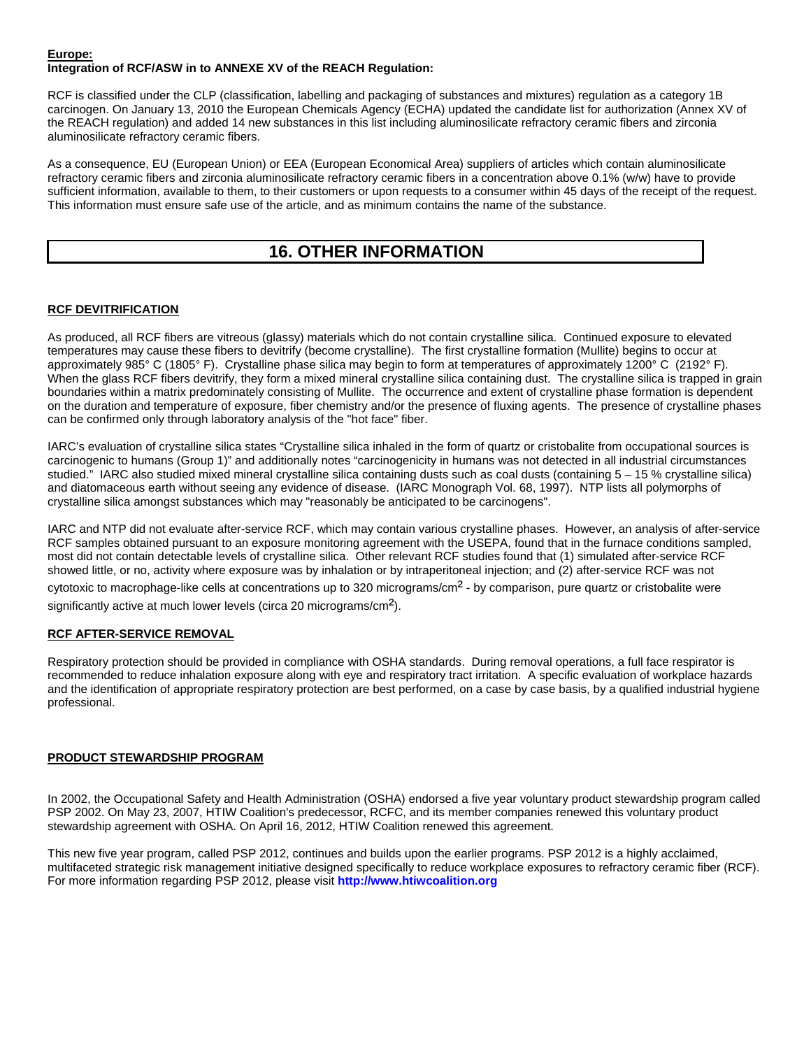**Europe:**
**Integration of RCF/ASW in to ANNEXE XV of the REACH Regulation:**

RCF is classified under the CLP (classification, labelling and packaging of substances and mixtures) regulation as a category 1B carcinogen. On January 13, 2010 the European Chemicals Agency (ECHA) updated the candidate list for authorization (Annex XV of the REACH regulation) and added 14 new substances in this list including aluminosilicate refractory ceramic fibers and zirconia aluminosilicate refractory ceramic fibers.

As a consequence, EU (European Union) or EEA (European Economical Area) suppliers of articles which contain aluminosilicate refractory ceramic fibers and zirconia aluminosilicate refractory ceramic fibers in a concentration above 0.1% (w/w) have to provide sufficient information, available to them, to their customers or upon requests to a consumer within 45 days of the receipt of the request. This information must ensure safe use of the article, and as minimum contains the name of the substance.

# 16. OTHER INFORMATION

**RCF DEVITRIFICATION**

As produced, all RCF fibers are vitreous (glassy) materials which do not contain crystalline silica. Continued exposure to elevated temperatures may cause these fibers to devitrify (become crystalline). The first crystalline formation (Mullite) begins to occur at approximately 985° C (1805° F). Crystalline phase silica may begin to form at temperatures of approximately 1200° C (2192° F). When the glass RCF fibers devitrify, they form a mixed mineral crystalline silica containing dust. The crystalline silica is trapped in grain boundaries within a matrix predominately consisting of Mullite. The occurrence and extent of crystalline phase formation is dependent on the duration and temperature of exposure, fiber chemistry and/or the presence of fluxing agents. The presence of crystalline phases can be confirmed only through laboratory analysis of the "hot face" fiber.

IARC's evaluation of crystalline silica states "Crystalline silica inhaled in the form of quartz or cristobalite from occupational sources is carcinogenic to humans (Group 1)" and additionally notes "carcinogenicity in humans was not detected in all industrial circumstances studied." IARC also studied mixed mineral crystalline silica containing dusts such as coal dusts (containing 5 – 15 % crystalline silica) and diatomaceous earth without seeing any evidence of disease. (IARC Monograph Vol. 68, 1997). NTP lists all polymorphs of crystalline silica amongst substances which may "reasonably be anticipated to be carcinogens".

IARC and NTP did not evaluate after-service RCF, which may contain various crystalline phases. However, an analysis of after-service RCF samples obtained pursuant to an exposure monitoring agreement with the USEPA, found that in the furnace conditions sampled, most did not contain detectable levels of crystalline silica. Other relevant RCF studies found that (1) simulated after-service RCF showed little, or no, activity where exposure was by inhalation or by intraperitoneal injection; and (2) after-service RCF was not cytotoxic to macrophage-like cells at concentrations up to 320 micrograms/$cm^2$ - by comparison, pure quartz or cristobalite were significantly active at much lower levels (circa 20 micrograms/$cm^2$).

**RCF AFTER-SERVICE REMOVAL**

Respiratory protection should be provided in compliance with OSHA standards. During removal operations, a full face respirator is recommended to reduce inhalation exposure along with eye and respiratory tract irritation. A specific evaluation of workplace hazards and the identification of appropriate respiratory protection are best performed, on a case by case basis, by a qualified industrial hygiene professional.

**PRODUCT STEWARDSHIP PROGRAM**

In 2002, the Occupational Safety and Health Administration (OSHA) endorsed a five year voluntary product stewardship program called PSP 2002. On May 23, 2007, HTIW Coalition's predecessor, RCFC, and its member companies renewed this voluntary product stewardship agreement with OSHA. On April 16, 2012, HTIW Coalition renewed this agreement.

This new five year program, called PSP 2012, continues and builds upon the earlier programs. PSP 2012 is a highly acclaimed, multifaceted strategic risk management initiative designed specifically to reduce workplace exposures to refractory ceramic fiber (RCF). For more information regarding PSP 2012, please visit **http://www.htiwcoalition.org**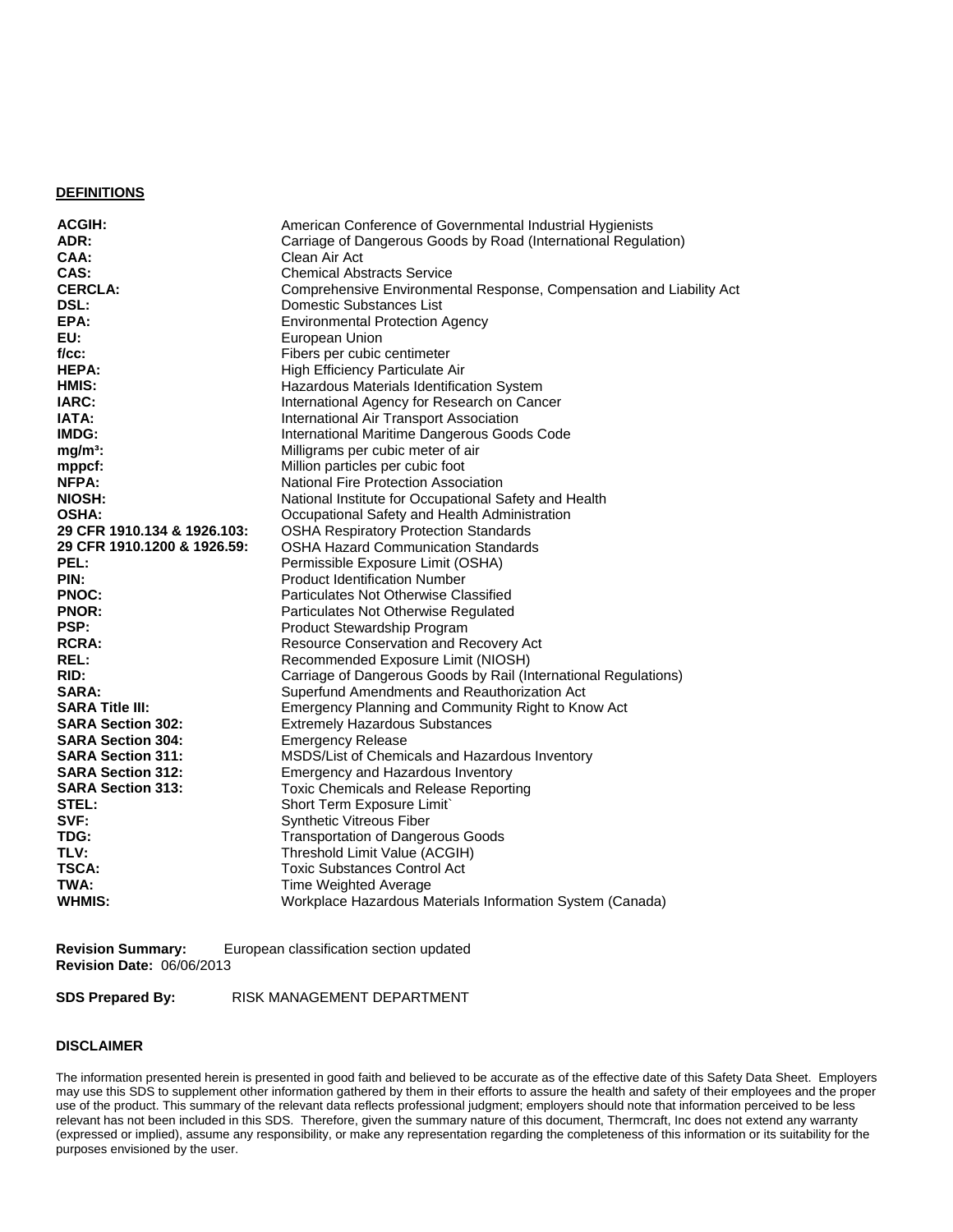## DEFINITIONS

| | |
|---|---|
| **ACGIH:** | American Conference of Governmental Industrial Hygienists |
| **ADR:** | Carriage of Dangerous Goods by Road (International Regulation) |
| **CAA:** | Clean Air Act |
| **CAS:** | Chemical Abstracts Service |
| **CERCLA:** | Comprehensive Environmental Response, Compensation and Liability Act |
| **DSL:** | Domestic Substances List |
| **EPA:** | Environmental Protection Agency |
| **EU:** | European Union |
| **f/cc:** | Fibers per cubic centimeter |
| **HEPA:** | High Efficiency Particulate Air |
| **HMIS:** | Hazardous Materials Identification System |
| **IARC:** | International Agency for Research on Cancer |
| **IATA:** | International Air Transport Association |
| **IMDG:** | International Maritime Dangerous Goods Code |
| **mg/m³:** | Milligrams per cubic meter of air |
| **mppcf:** | Million particles per cubic foot |
| **NFPA:** | National Fire Protection Association |
| **NIOSH:** | National Institute for Occupational Safety and Health |
| **OSHA:** | Occupational Safety and Health Administration |
| **29 CFR 1910.134 & 1926.103:** | OSHA Respiratory Protection Standards |
| **29 CFR 1910.1200 & 1926.59:** | OSHA Hazard Communication Standards |
| **PEL:** | Permissible Exposure Limit (OSHA) |
| **PIN:** | Product Identification Number |
| **PNOC:** | Particulates Not Otherwise Classified |
| **PNOR:** | Particulates Not Otherwise Regulated |
| **PSP:** | Product Stewardship Program |
| **RCRA:** | Resource Conservation and Recovery Act |
| **REL:** | Recommended Exposure Limit (NIOSH) |
| **RID:** | Carriage of Dangerous Goods by Rail (International Regulations) |
| **SARA:** | Superfund Amendments and Reauthorization Act |
| **SARA Title III:** | Emergency Planning and Community Right to Know Act |
| **SARA Section 302:** | Extremely Hazardous Substances |
| **SARA Section 304:** | Emergency Release |
| **SARA Section 311:** | MSDS/List of Chemicals and Hazardous Inventory |
| **SARA Section 312:** | Emergency and Hazardous Inventory |
| **SARA Section 313:** | Toxic Chemicals and Release Reporting |
| **STEL:** | Short Term Exposure Limit` |
| **SVF:** | Synthetic Vitreous Fiber |
| **TDG:** | Transportation of Dangerous Goods |
| **TLV:** | Threshold Limit Value (ACGIH) |
| **TSCA:** | Toxic Substances Control Act |
| **TWA:** | Time Weighted Average |
| **WHMIS:** | Workplace Hazardous Materials Information System (Canada) |

**Revision Summary:** European classification section updated
**Revision Date:** 06/06/2013

**SDS Prepared By:** RISK MANAGEMENT DEPARTMENT

### DISCLAIMER

The information presented herein is presented in good faith and believed to be accurate as of the effective date of this Safety Data Sheet. Employers may use this SDS to supplement other information gathered by them in their efforts to assure the health and safety of their employees and the proper use of the product. This summary of the relevant data reflects professional judgment; employers should note that information perceived to be less relevant has not been included in this SDS. Therefore, given the summary nature of this document, Thermcraft, Inc does not extend any warranty (expressed or implied), assume any responsibility, or make any representation regarding the completeness of this information or its suitability for the purposes envisioned by the user.